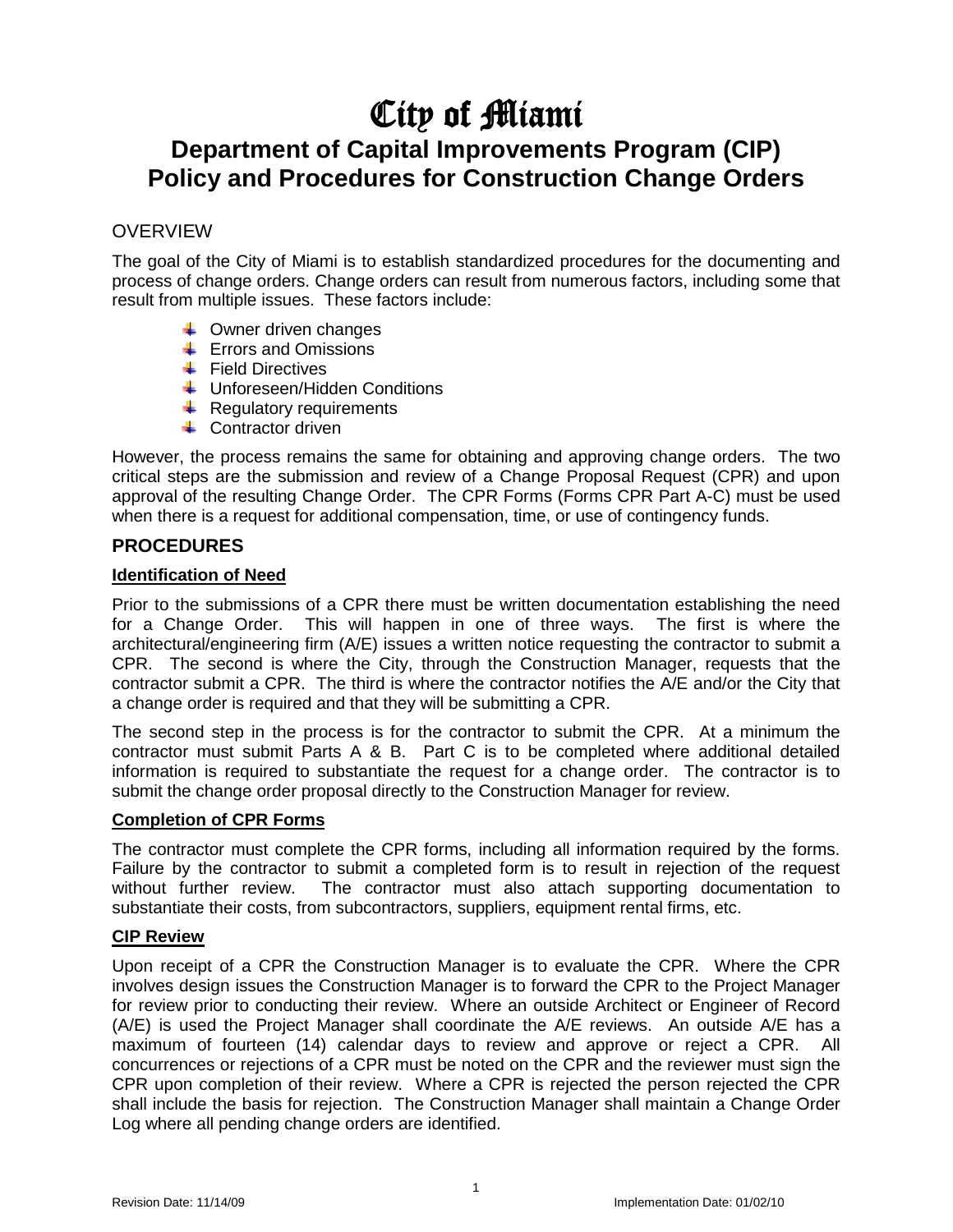# City of Miami

## Department of Capital Improvements Program (CIP)
## Policy and Procedures for Construction Change Orders

### OVERVIEW

The goal of the City of Miami is to establish standardized procedures for the documenting and process of change orders. Change orders can result from numerous factors, including some that result from multiple issues. These factors include:

- Owner driven changes
- Errors and Omissions
- Field Directives
- Unforeseen/Hidden Conditions
- Regulatory requirements
- Contractor driven

However, the process remains the same for obtaining and approving change orders. The two critical steps are the submission and review of a Change Proposal Request (CPR) and upon approval of the resulting Change Order. The CPR Forms (Forms CPR Part A-C) must be used when there is a request for additional compensation, time, or use of contingency funds.

### PROCEDURES

**Identification of Need**

Prior to the submissions of a CPR there must be written documentation establishing the need for a Change Order. This will happen in one of three ways. The first is where the architectural/engineering firm (A/E) issues a written notice requesting the contractor to submit a CPR. The second is where the City, through the Construction Manager, requests that the contractor submit a CPR. The third is where the contractor notifies the A/E and/or the City that a change order is required and that they will be submitting a CPR.

The second step in the process is for the contractor to submit the CPR. At a minimum the contractor must submit Parts A & B. Part C is to be completed where additional detailed information is required to substantiate the request for a change order. The contractor is to submit the change order proposal directly to the Construction Manager for review.

**Completion of CPR Forms**

The contractor must complete the CPR forms, including all information required by the forms. Failure by the contractor to submit a completed form is to result in rejection of the request without further review. The contractor must also attach supporting documentation to substantiate their costs, from subcontractors, suppliers, equipment rental firms, etc.

**CIP Review**

Upon receipt of a CPR the Construction Manager is to evaluate the CPR. Where the CPR involves design issues the Construction Manager is to forward the CPR to the Project Manager for review prior to conducting their review. Where an outside Architect or Engineer of Record (A/E) is used the Project Manager shall coordinate the A/E reviews. An outside A/E has a maximum of fourteen (14) calendar days to review and approve or reject a CPR. All concurrences or rejections of a CPR must be noted on the CPR and the reviewer must sign the CPR upon completion of their review. Where a CPR is rejected the person rejected the CPR shall include the basis for rejection. The Construction Manager shall maintain a Change Order Log where all pending change orders are identified.

Revision Date: 11/14/09 Implementation Date: 01/02/10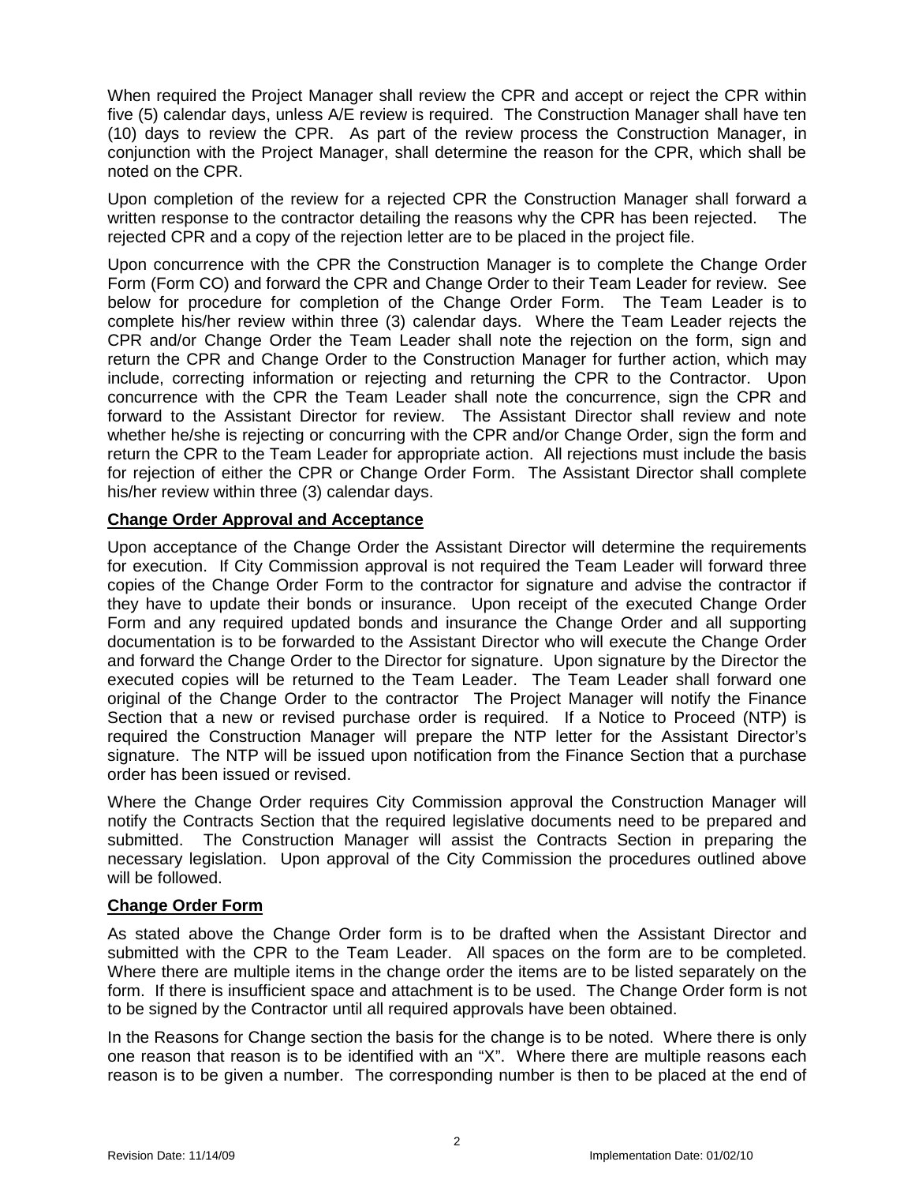When required the Project Manager shall review the CPR and accept or reject the CPR within five (5) calendar days, unless A/E review is required. The Construction Manager shall have ten (10) days to review the CPR. As part of the review process the Construction Manager, in conjunction with the Project Manager, shall determine the reason for the CPR, which shall be noted on the CPR.

Upon completion of the review for a rejected CPR the Construction Manager shall forward a written response to the contractor detailing the reasons why the CPR has been rejected. The rejected CPR and a copy of the rejection letter are to be placed in the project file.

Upon concurrence with the CPR the Construction Manager is to complete the Change Order Form (Form CO) and forward the CPR and Change Order to their Team Leader for review. See below for procedure for completion of the Change Order Form. The Team Leader is to complete his/her review within three (3) calendar days. Where the Team Leader rejects the CPR and/or Change Order the Team Leader shall note the rejection on the form, sign and return the CPR and Change Order to the Construction Manager for further action, which may include, correcting information or rejecting and returning the CPR to the Contractor. Upon concurrence with the CPR the Team Leader shall note the concurrence, sign the CPR and forward to the Assistant Director for review. The Assistant Director shall review and note whether he/she is rejecting or concurring with the CPR and/or Change Order, sign the form and return the CPR to the Team Leader for appropriate action. All rejections must include the basis for rejection of either the CPR or Change Order Form. The Assistant Director shall complete his/her review within three (3) calendar days.

**Change Order Approval and Acceptance**

Upon acceptance of the Change Order the Assistant Director will determine the requirements for execution. If City Commission approval is not required the Team Leader will forward three copies of the Change Order Form to the contractor for signature and advise the contractor if they have to update their bonds or insurance. Upon receipt of the executed Change Order Form and any required updated bonds and insurance the Change Order and all supporting documentation is to be forwarded to the Assistant Director who will execute the Change Order and forward the Change Order to the Director for signature. Upon signature by the Director the executed copies will be returned to the Team Leader. The Team Leader shall forward one original of the Change Order to the contractor The Project Manager will notify the Finance Section that a new or revised purchase order is required. If a Notice to Proceed (NTP) is required the Construction Manager will prepare the NTP letter for the Assistant Director's signature. The NTP will be issued upon notification from the Finance Section that a purchase order has been issued or revised.

Where the Change Order requires City Commission approval the Construction Manager will notify the Contracts Section that the required legislative documents need to be prepared and submitted. The Construction Manager will assist the Contracts Section in preparing the necessary legislation. Upon approval of the City Commission the procedures outlined above will be followed.

**Change Order Form**

As stated above the Change Order form is to be drafted when the Assistant Director and submitted with the CPR to the Team Leader. All spaces on the form are to be completed. Where there are multiple items in the change order the items are to be listed separately on the form. If there is insufficient space and attachment is to be used. The Change Order form is not to be signed by the Contractor until all required approvals have been obtained.

In the Reasons for Change section the basis for the change is to be noted. Where there is only one reason that reason is to be identified with an "X". Where there are multiple reasons each reason is to be given a number. The corresponding number is then to be placed at the end of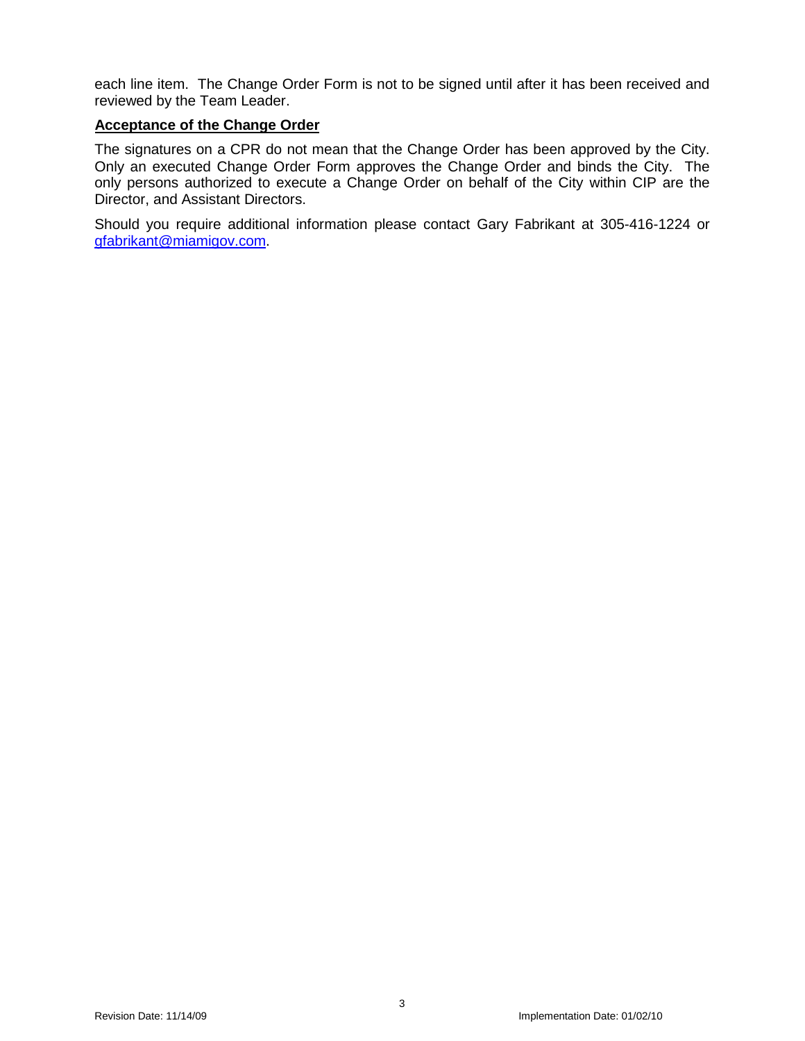each line item. The Change Order Form is not to be signed until after it has been received and reviewed by the Team Leader.

**Acceptance of the Change Order**

The signatures on a CPR do not mean that the Change Order has been approved by the City. Only an executed Change Order Form approves the Change Order and binds the City. The only persons authorized to execute a Change Order on behalf of the City within CIP are the Director, and Assistant Directors.

Should you require additional information please contact Gary Fabrikant at 305-416-1224 or gfabrikant@miamigov.com.